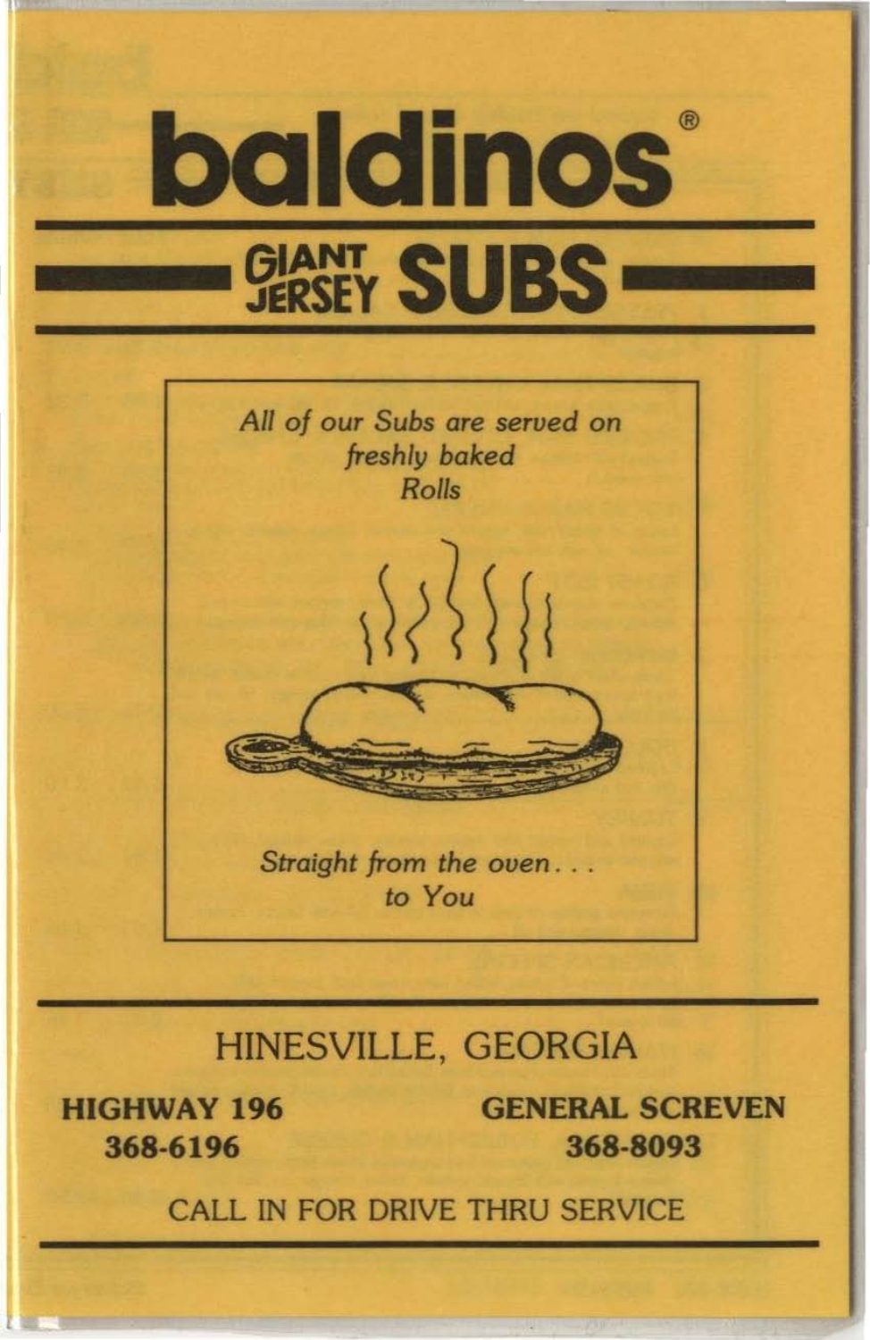# baldinos®

## GIANT JERSEY SUBS

*All of our Subs are served on freshly baked Rolls*

*Straight from the oven . . . to You*

## HINESVILLE, GEORGIA

**HIGHWAY 196**
**368-6196**

**GENERAL SCREVEN**
**368-8093**

CALL IN FOR DRIVE THRU SERVICE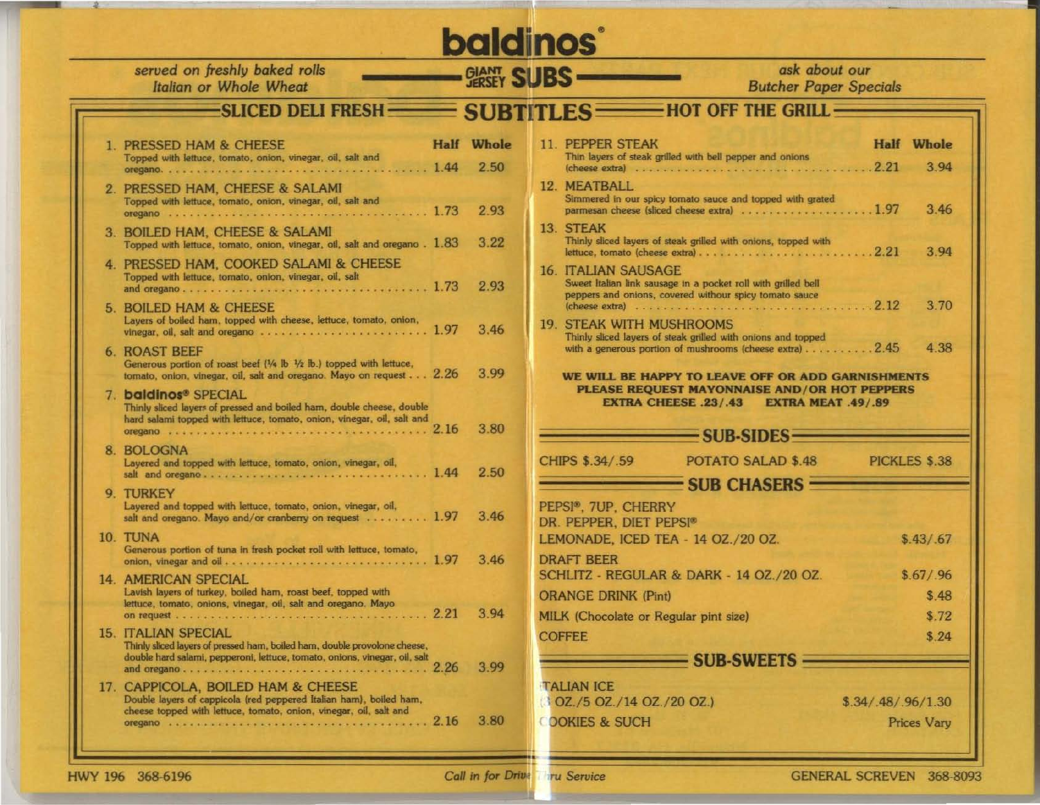# baldinos®

*served on freshly baked rolls Italian or Whole Wheat*

## GIANT JERSEY SUBS

*ask about our Butcher Paper Specials*

## SUBTITLES

### SLICED DELI FRESH

| | Half | Whole |
|---|---|---|
| 1. PRESSED HAM & CHEESE<br>Topped with lettuce, tomato, onion, vinegar, oil, salt and oregano | 1.44 | 2.50 |
| 2. PRESSED HAM, CHEESE & SALAMI<br>Topped with lettuce, tomato, onion, vinegar, oil, salt and oregano | 1.73 | 2.93 |
| 3. BOILED HAM, CHEESE & SALAMI<br>Topped with lettuce, tomato, onion, vinegar, oil, salt and oregano | 1.83 | 3.22 |
| 4. PRESSED HAM, COOKED SALAMI & CHEESE<br>Topped with lettuce, tomato, onion, vinegar, oil, salt and oregano | 1.73 | 2.93 |
| 5. BOILED HAM & CHEESE<br>Layers of boiled ham, topped with cheese, lettuce, tomato, onion, vinegar, oil, salt and oregano | 1.97 | 3.46 |
| 6. ROAST BEEF<br>Generous portion of roast beef (¼ lb ½ lb.) topped with lettuce, tomato, onion, vinegar, oil, salt and oregano. Mayo on request | 2.26 | 3.99 |
| 7. **baldinos®** SPECIAL<br>Thinly sliced layers of pressed and boiled ham, double cheese, double hard salami topped with lettuce, tomato, onion, vinegar, oil, salt and oregano | 2.16 | 3.80 |
| 8. BOLOGNA<br>Layered and topped with lettuce, tomato, onion, vinegar, oil, salt and oregano | 1.44 | 2.50 |
| 9. TURKEY<br>Layered and topped with lettuce, tomato, onion, vinegar, oil, salt and oregano. Mayo and/or cranberry on request | 1.97 | 3.46 |
| 10. TUNA<br>Generous portion of tuna in fresh pocket roll with lettuce, tomato, onion, vinegar and oil | 1.97 | 3.46 |
| 14. AMERICAN SPECIAL<br>Lavish layers of turkey, boiled ham, roast beef, topped with lettuce, tomato, onions, vinegar, oil, salt and oregano. Mayo on request | 2.21 | 3.94 |
| 15. ITALIAN SPECIAL<br>Thinly sliced layers of pressed ham, boiled ham, double provolone cheese, double hard salami, pepperoni, lettuce, tomato, onions, vinegar, oil, salt and oregano | 2.26 | 3.99 |
| 17. CAPPICOLA, BOILED HAM & CHEESE<br>Double layers of cappicola (red peppered Italian ham), boiled ham, cheese topped with lettuce, tomato, onion, vinegar, oil, salt and oregano | 2.16 | 3.80 |

### HOT OFF THE GRILL

| | Half | Whole |
|---|---|---|
| 11. PEPPER STEAK<br>Thin layers of steak grilled with bell pepper and onions (cheese extra) | 2.21 | 3.94 |
| 12. MEATBALL<br>Simmered in our spicy tomato sauce and topped with grated parmesan cheese (sliced cheese extra) | 1.97 | 3.46 |
| 13. STEAK<br>Thinly sliced layers of steak grilled with onions, topped with lettuce, tomato (cheese extra) | 2.21 | 3.94 |
| 16. ITALIAN SAUSAGE<br>Sweet Italian link sausage in a pocket roll with grilled bell peppers and onions, covered withour spicy tomato sauce (cheese extra) | 2.12 | 3.70 |
| 19. STEAK WITH MUSHROOMS<br>Thinly sliced layers of steak grilled with onions and topped with a generous portion of mushrooms (cheese extra) | 2.45 | 4.38 |

**WE WILL BE HAPPY TO LEAVE OFF OR ADD GARNISHMENTS PLEASE REQUEST MAYONNAISE AND/OR HOT PEPPERS EXTRA CHEESE .23/.43 EXTRA MEAT .49/.89**

### SUB-SIDES

CHIPS $.34/.59 | POTATO SALAD $.48 | PICKLES $.38

### SUB CHASERS

| | |
|---|---|
| PEPSI®, 7UP, CHERRY DR. PEPPER, DIET PEPSI® LEMONADE, ICED TEA - 14 OZ./20 OZ. | $.43/.67 |
| DRAFT BEER SCHLITZ - REGULAR & DARK - 14 OZ./20 OZ. | $.67/.96 |
| ORANGE DRINK (Pint) | $.48 |
| MILK (Chocolate or Regular pint size) | $.72 |
| COFFEE | $.24 |

### SUB-SWEETS

| | |
|---|---|
| ITALIAN ICE (3 OZ./5 OZ./14 OZ./20 OZ.) | $.34/.48/.96/1.30 |
| COOKIES & SUCH | Prices Vary |

HWY 196 368-6196 — *Call in for Drive Thru Service* — GENERAL SCREVEN 368-8093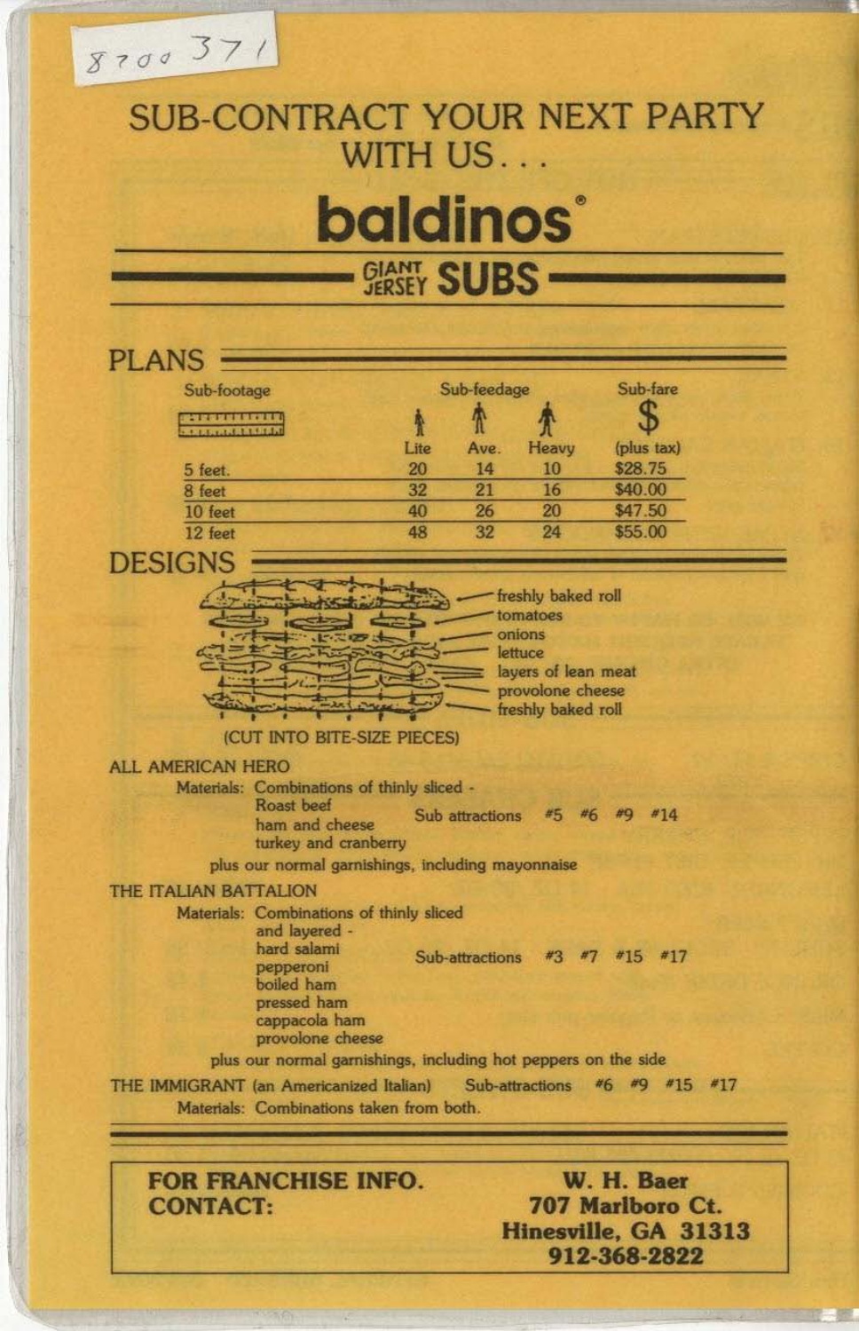8700 371

# SUB-CONTRACT YOUR NEXT PARTY WITH US...

# baldinos®

## GIANT JERSEY SUBS

## PLANS

| Sub-footage | Sub-feedage Lite | Ave. | Heavy | Sub-fare $ (plus tax) |
|---|---|---|---|---|
| 5 feet. | 20 | 14 | 10 | $28.75 |
| 8 feet | 32 | 21 | 16 | $40.00 |
| 10 feet | 40 | 26 | 20 | $47.50 |
| 12 feet | 48 | 32 | 24 | $55.00 |

## DESIGNS

- freshly baked roll
- tomatoes
- onions
- lettuce
- layers of lean meat
- provolone cheese
- freshly baked roll

(CUT INTO BITE-SIZE PIECES)

**ALL AMERICAN HERO**

Materials: Combinations of thinly sliced -
- Roast beef
- ham and cheese
- turkey and cranberry

Sub attractions #5 #6 #9 #14

plus our normal garnishings, including mayonnaise

**THE ITALIAN BATTALION**

Materials: Combinations of thinly sliced and layered -
- hard salami
- pepperoni
- boiled ham
- pressed ham
- cappacola ham
- provolone cheese

Sub-attractions #3 #7 #15 #17

plus our normal garnishings, including hot peppers on the side

**THE IMMIGRANT** (an Americanized Italian) Sub-attractions #6 #9 #15 #17

Materials: Combinations taken from both.

---

**FOR FRANCHISE INFO. CONTACT:**

**W. H. Baer**
**707 Marlboro Ct.**
**Hinesville, GA 31313**
**912-368-2822**